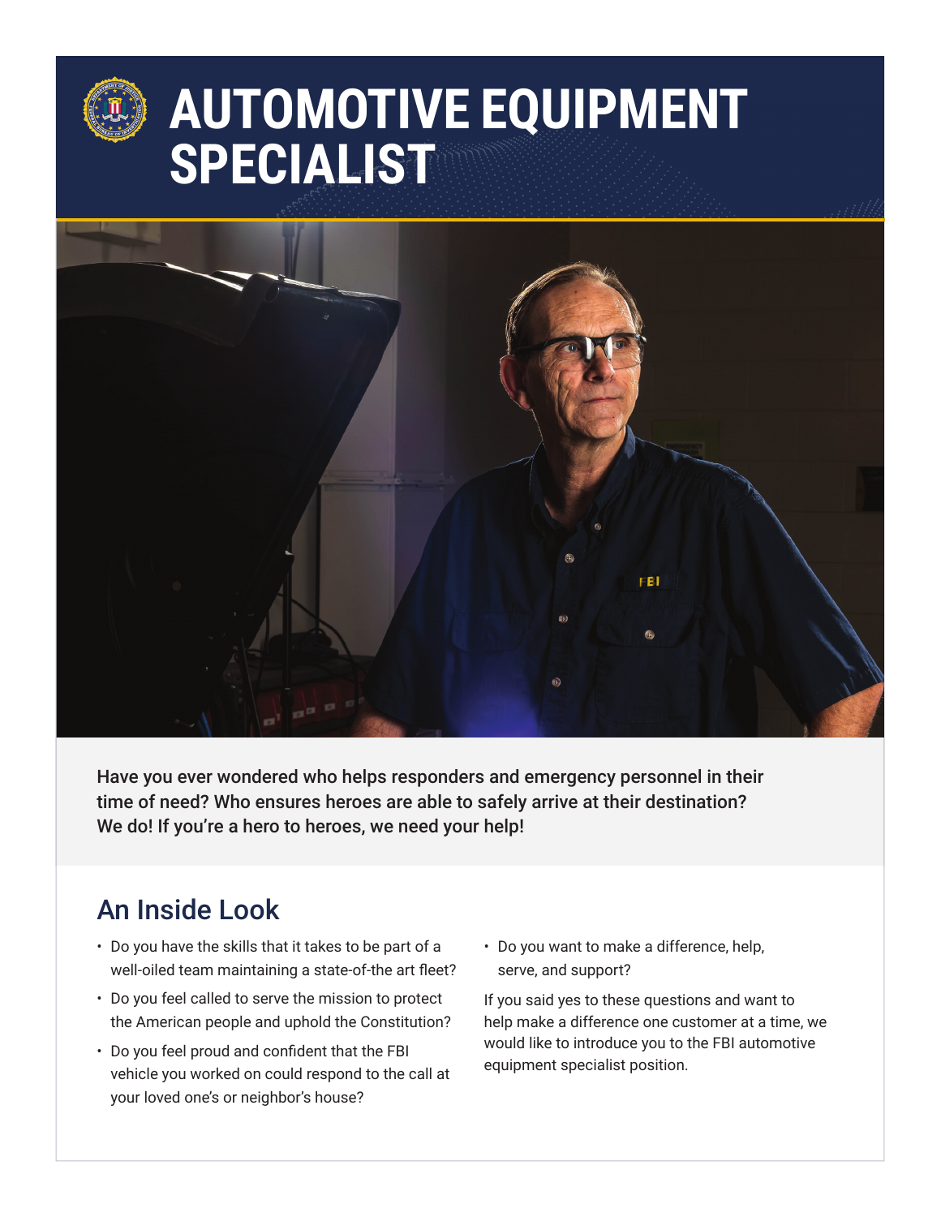# AUTOMOTIVE EQUIPMENT SPECIALIST

**Have you ever wondered who helps responders and emergency personnel in their time of need? Who ensures heroes are able to safely arrive at their destination? We do! If you're a hero to heroes, we need your help!**

## An Inside Look

- Do you have the skills that it takes to be part of a well-oiled team maintaining a state-of-the art fleet?
- Do you feel called to serve the mission to protect the American people and uphold the Constitution?
- Do you feel proud and confident that the FBI vehicle you worked on could respond to the call at your loved one's or neighbor's house?
- Do you want to make a difference, help, serve, and support?

If you said yes to these questions and want to help make a difference one customer at a time, we would like to introduce you to the FBI automotive equipment specialist position.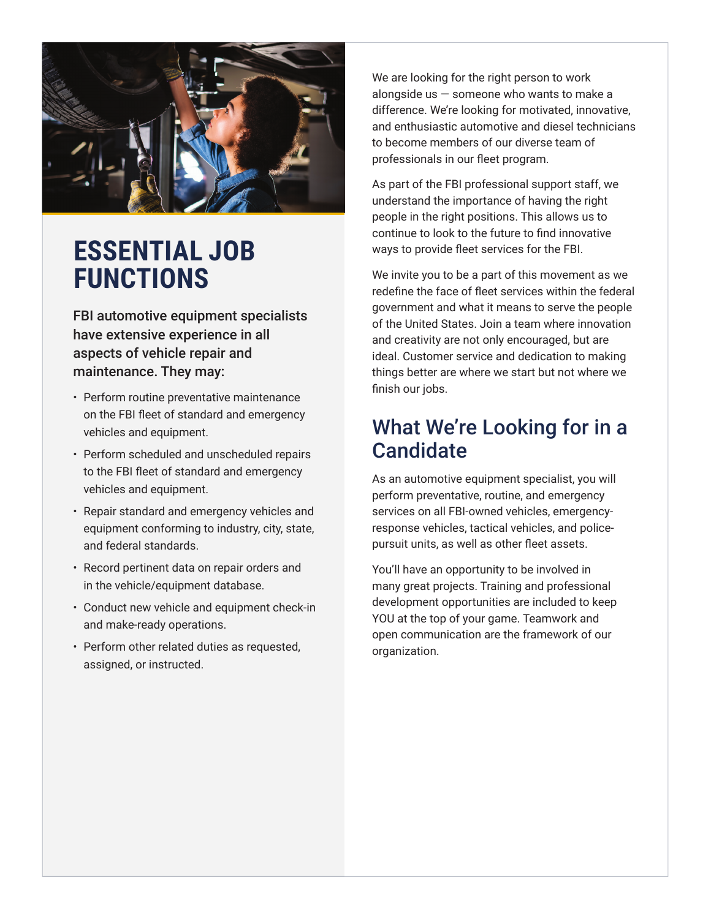# ESSENTIAL JOB FUNCTIONS

FBI automotive equipment specialists have extensive experience in all aspects of vehicle repair and maintenance. They may:

- Perform routine preventative maintenance on the FBI fleet of standard and emergency vehicles and equipment.
- Perform scheduled and unscheduled repairs to the FBI fleet of standard and emergency vehicles and equipment.
- Repair standard and emergency vehicles and equipment conforming to industry, city, state, and federal standards.
- Record pertinent data on repair orders and in the vehicle/equipment database.
- Conduct new vehicle and equipment check-in and make-ready operations.
- Perform other related duties as requested, assigned, or instructed.

We are looking for the right person to work alongside us — someone who wants to make a difference. We're looking for motivated, innovative, and enthusiastic automotive and diesel technicians to become members of our diverse team of professionals in our fleet program.

As part of the FBI professional support staff, we understand the importance of having the right people in the right positions. This allows us to continue to look to the future to find innovative ways to provide fleet services for the FBI.

We invite you to be a part of this movement as we redefine the face of fleet services within the federal government and what it means to serve the people of the United States. Join a team where innovation and creativity are not only encouraged, but are ideal. Customer service and dedication to making things better are where we start but not where we finish our jobs.

## What We're Looking for in a Candidate

As an automotive equipment specialist, you will perform preventative, routine, and emergency services on all FBI-owned vehicles, emergency-response vehicles, tactical vehicles, and police-pursuit units, as well as other fleet assets.

You'll have an opportunity to be involved in many great projects. Training and professional development opportunities are included to keep YOU at the top of your game. Teamwork and open communication are the framework of our organization.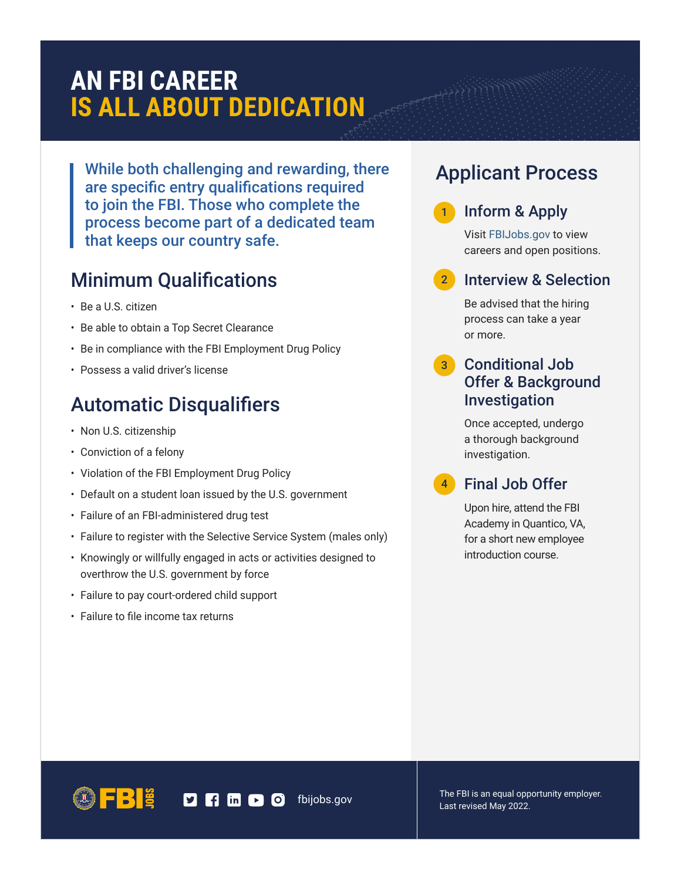# AN FBI CAREER IS ALL ABOUT DEDICATION

While both challenging and rewarding, there are specific entry qualifications required to join the FBI. Those who complete the process become part of a dedicated team that keeps our country safe.

## Minimum Qualifications

- Be a U.S. citizen
- Be able to obtain a Top Secret Clearance
- Be in compliance with the FBI Employment Drug Policy
- Possess a valid driver's license

## Automatic Disqualifiers

- Non U.S. citizenship
- Conviction of a felony
- Violation of the FBI Employment Drug Policy
- Default on a student loan issued by the U.S. government
- Failure of an FBI-administered drug test
- Failure to register with the Selective Service System (males only)
- Knowingly or willfully engaged in acts or activities designed to overthrow the U.S. government by force
- Failure to pay court-ordered child support
- Failure to file income tax returns

## Applicant Process

### 1 Inform & Apply

Visit FBIJobs.gov to view careers and open positions.

### 2 Interview & Selection

Be advised that the hiring process can take a year or more.

### 3 Conditional Job Offer & Background Investigation

Once accepted, undergo a thorough background investigation.

### 4 Final Job Offer

Upon hire, attend the FBI Academy in Quantico, VA, for a short new employee introduction course.

FBI JOBS fbijobs.gov

The FBI is an equal opportunity employer.
Last revised May 2022.